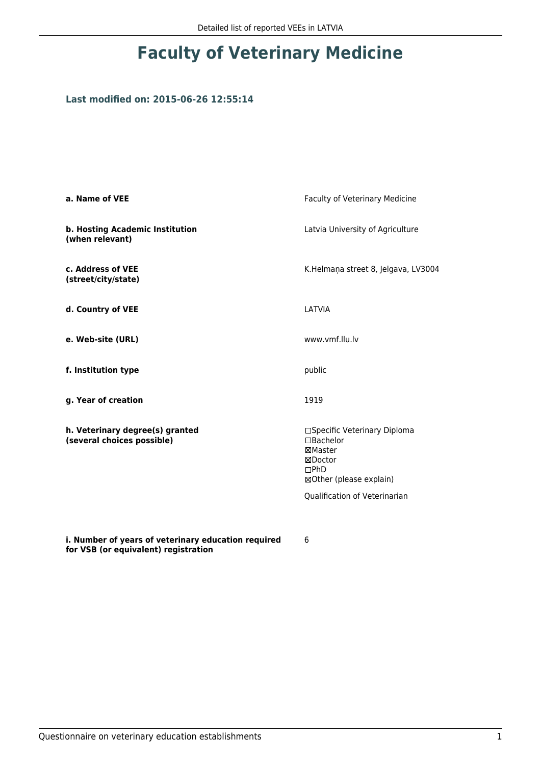# Faculty of Veterinary Medicine

### Last modified on: 2015-06-26 12:55:14

| | |
|---|---|
| **a. Name of VEE** | Faculty of Veterinary Medicine |
| **b. Hosting Academic Institution (when relevant)** | Latvia University of Agriculture |
| **c. Address of VEE (street/city/state)** | K.Helmaņa street 8, Jelgava, LV3004 |
| **d. Country of VEE** | LATVIA |
| **e. Web-site (URL)** | www.vmf.llu.lv |
| **f. Institution type** | public |
| **g. Year of creation** | 1919 |
| **h. Veterinary degree(s) granted (several choices possible)** | ☐Specific Veterinary Diploma<br>☐Bachelor<br>☒Master<br>☒Doctor<br>☐PhD<br>☒Other (please explain)<br><br>Qualification of Veterinarian |
| **i. Number of years of veterinary education required for VSB (or equivalent) registration** | 6 |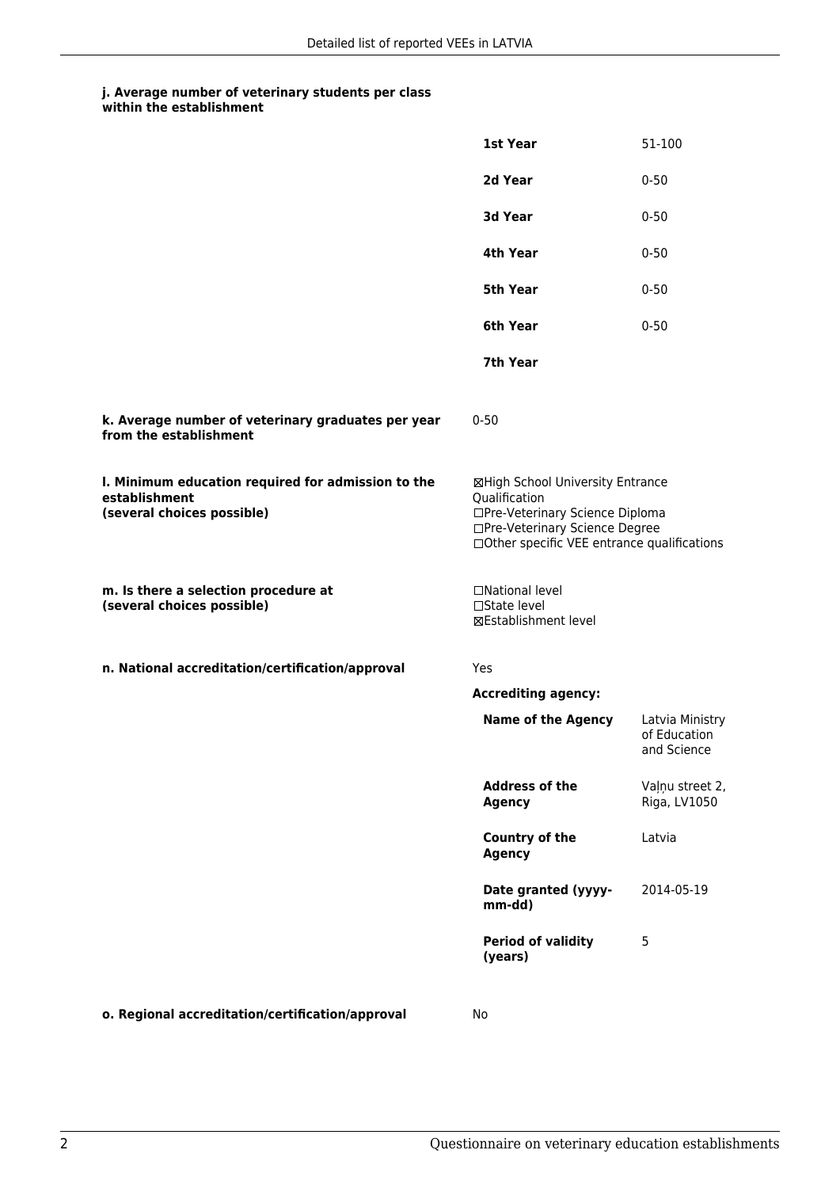#### j. Average number of veterinary students per class within the establishment

| | |
|---|---|
| **1st Year** | 51-100 |
| **2d Year** | 0-50 |
| **3d Year** | 0-50 |
| **4th Year** | 0-50 |
| **5th Year** | 0-50 |
| **6th Year** | 0-50 |
| **7th Year** | |

**k. Average number of veterinary graduates per year from the establishment**

0-50

**l. Minimum education required for admission to the establishment (several choices possible)**

☒High School University Entrance Qualification
☐Pre-Veterinary Science Diploma
☐Pre-Veterinary Science Degree
☐Other specific VEE entrance qualifications

**m. Is there a selection procedure at (several choices possible)**

☐National level
☐State level
☒Establishment level

**n. National accreditation/certification/approval**

Yes

**Accrediting agency:**

| | |
|---|---|
| **Name of the Agency** | Latvia Ministry of Education and Science |
| **Address of the Agency** | Vaļņu street 2, Riga, LV1050 |
| **Country of the Agency** | Latvia |
| **Date granted (yyyy-mm-dd)** | 2014-05-19 |
| **Period of validity (years)** | 5 |

**o. Regional accreditation/certification/approval**

No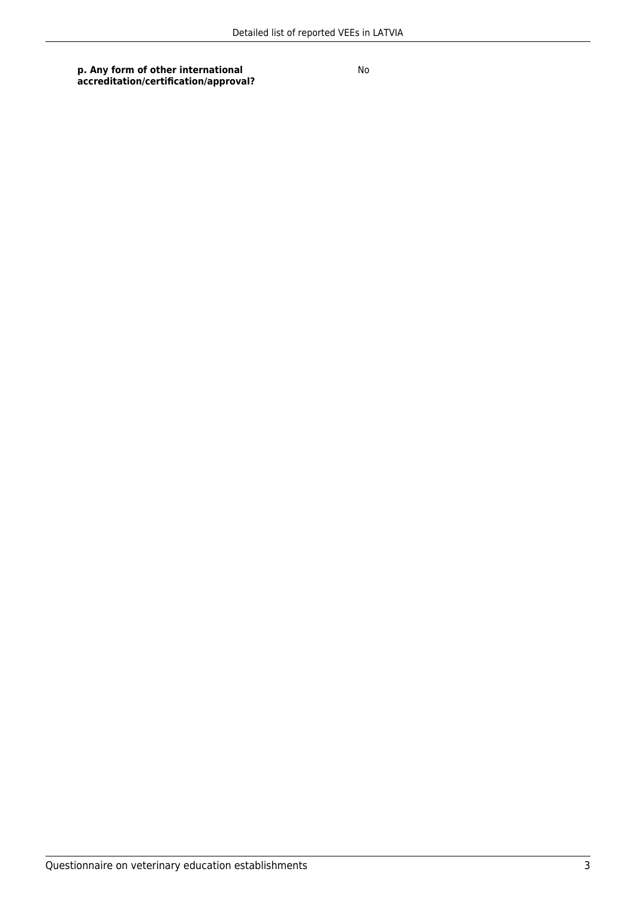| | |
|---|---|
| **p. Any form of other international accreditation/certification/approval?** | No |